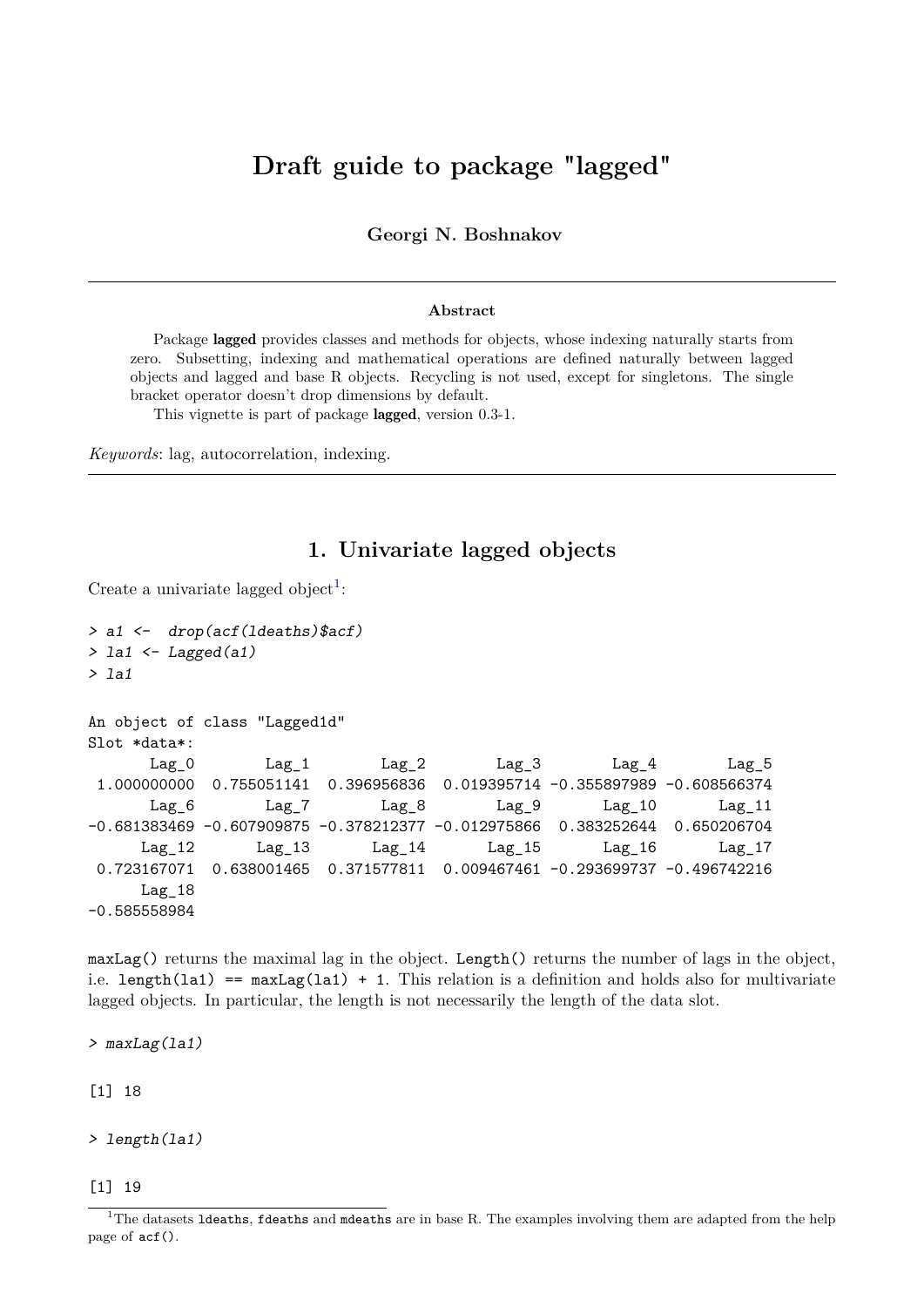# Draft guide to package "lagged"

**Georgi N. Boshnakov**

---

**Abstract**

Package **lagged** provides classes and methods for objects, whose indexing naturally starts from zero. Subsetting, indexing and mathematical operations are defined naturally between lagged objects and lagged and base R objects. Recycling is not used, except for singletons. The single bracket operator doesn't drop dimensions by default.

This vignette is part of package **lagged**, version 0.3-1.

*Keywords*: lag, autocorrelation, indexing.

---

## 1. Univariate lagged objects

Create a univariate lagged object[1]:

```
> a1 <-  drop(acf(ldeaths)$acf)
> la1 <- Lagged(a1)
> la1
```

```
An object of class "Lagged1d"
Slot *data*:
       Lag_0        Lag_1        Lag_2        Lag_3        Lag_4        Lag_5 
 1.000000000  0.755051141  0.396956836  0.019395714 -0.355897989 -0.608566374 
       Lag_6        Lag_7        Lag_8        Lag_9       Lag_10       Lag_11 
-0.681383469 -0.607909875 -0.378212377 -0.012975866  0.383252644  0.650206704 
      Lag_12       Lag_13       Lag_14       Lag_15       Lag_16       Lag_17 
 0.723167071  0.638001465  0.371577811  0.009467461 -0.293699737 -0.496742216 
      Lag_18 
-0.585558984 
```

`maxLag()` returns the maximal lag in the object. `Length()` returns the number of lags in the object, i.e. `length(la1) == maxLag(la1) + 1`. This relation is a definition and holds also for multivariate lagged objects. In particular, the length is not necessarily the length of the data slot.

```
> maxLag(la1)
```

```
[1] 18
```

```
> length(la1)
```

```
[1] 19
```

---

[1] The datasets `ldeaths`, `fdeaths` and `mdeaths` are in base R. The examples involving them are adapted from the help page of `acf()`.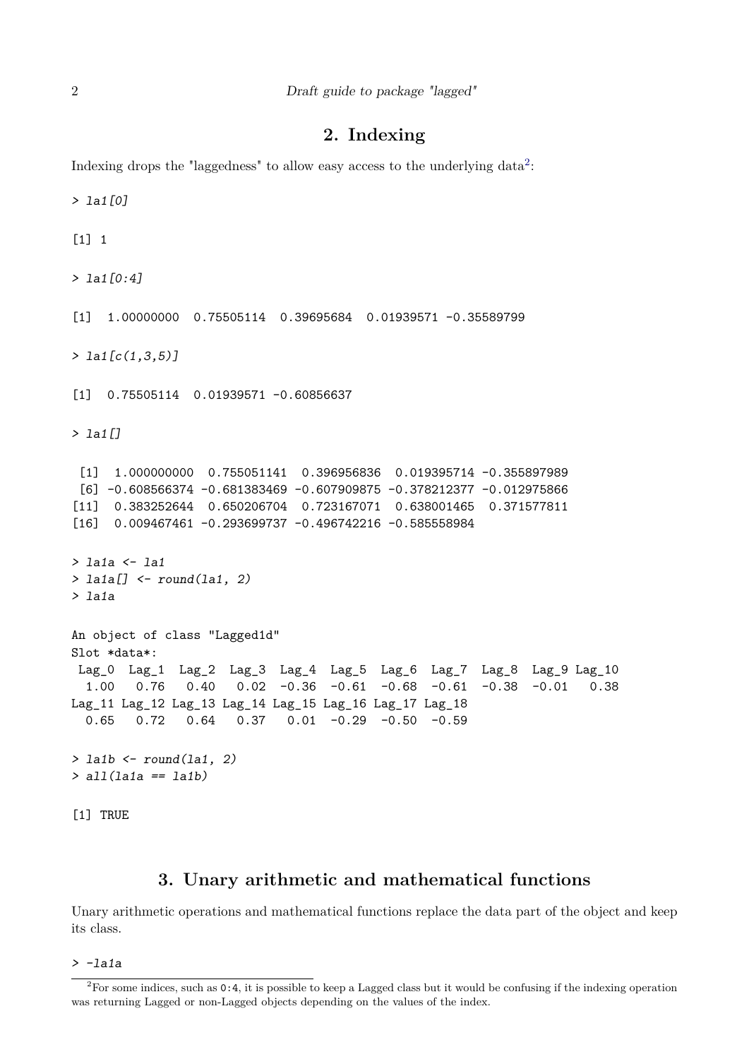## 2. Indexing

Indexing drops the "laggedness" to allow easy access to the underlying data[2]:

```
> la1[0]

[1] 1

> la1[0:4]

[1]  1.00000000  0.75505114  0.39695684  0.01939571 -0.35589799

> la1[c(1,3,5)]

[1]  0.75505114  0.01939571 -0.60856637

> la1[]

 [1]  1.000000000  0.755051141  0.396956836  0.019395714 -0.355897989
 [6] -0.608566374 -0.681383469 -0.607909875 -0.378212377 -0.012975866
[11]  0.383252644  0.650206704  0.723167071  0.638001465  0.371577811
[16]  0.009467461 -0.293699737 -0.496742216 -0.585558984

> la1a <- la1
> la1a[] <- round(la1, 2)
> la1a

An object of class "Lagged1d"
Slot *data*:
 Lag_0  Lag_1  Lag_2  Lag_3  Lag_4  Lag_5  Lag_6  Lag_7  Lag_8  Lag_9 Lag_10
  1.00   0.76   0.40   0.02  -0.36  -0.61  -0.68  -0.61  -0.38  -0.01   0.38
Lag_11 Lag_12 Lag_13 Lag_14 Lag_15 Lag_16 Lag_17 Lag_18
  0.65   0.72   0.64   0.37   0.01  -0.29  -0.50  -0.59

> la1b <- round(la1, 2)
> all(la1a == la1b)

[1] TRUE
```

## 3. Unary arithmetic and mathematical functions

Unary arithmetic operations and mathematical functions replace the data part of the object and keep its class.

```
> -la1a
```

[2] For some indices, such as 0:4, it is possible to keep a Lagged class but it would be confusing if the indexing operation was returning Lagged or non-Lagged objects depending on the values of the index.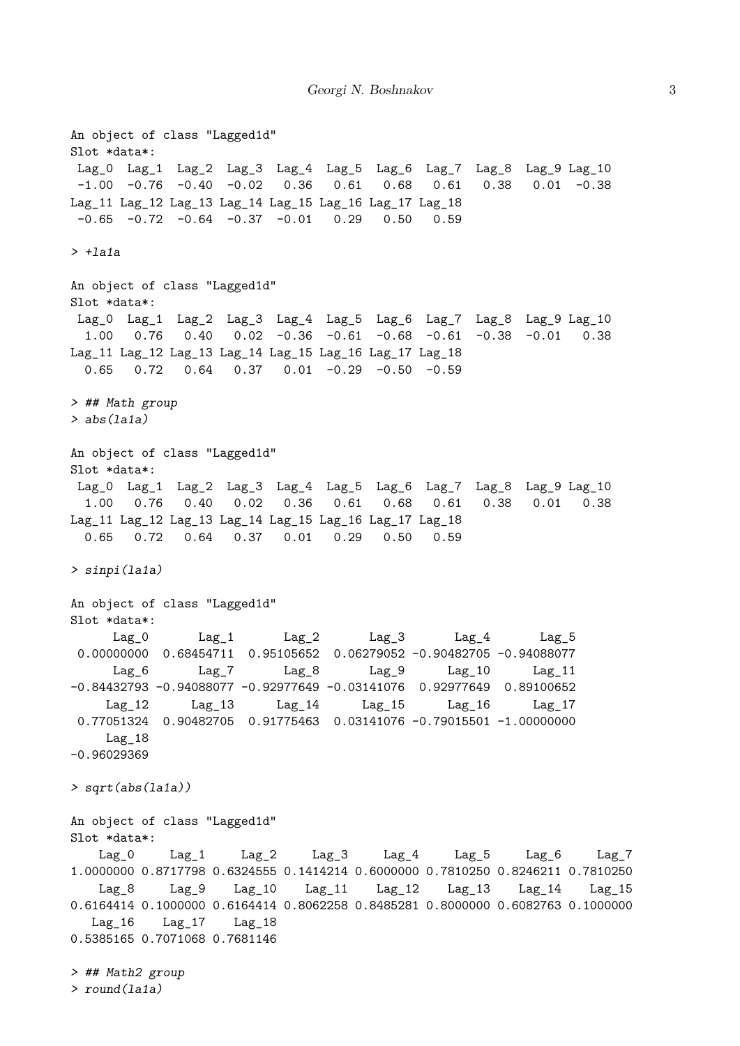```
An object of class "Lagged1d"
Slot *data*:
 Lag_0  Lag_1  Lag_2  Lag_3  Lag_4  Lag_5  Lag_6  Lag_7  Lag_8  Lag_9 Lag_10 
 -1.00  -0.76  -0.40  -0.02   0.36   0.61   0.68   0.61   0.38   0.01  -0.38 
Lag_11 Lag_12 Lag_13 Lag_14 Lag_15 Lag_16 Lag_17 Lag_18 
 -0.65  -0.72  -0.64  -0.37  -0.01   0.29   0.50   0.59 

> +la1a

An object of class "Lagged1d"
Slot *data*:
 Lag_0  Lag_1  Lag_2  Lag_3  Lag_4  Lag_5  Lag_6  Lag_7  Lag_8  Lag_9 Lag_10 
  1.00   0.76   0.40   0.02  -0.36  -0.61  -0.68  -0.61  -0.38  -0.01   0.38 
Lag_11 Lag_12 Lag_13 Lag_14 Lag_15 Lag_16 Lag_17 Lag_18 
  0.65   0.72   0.64   0.37   0.01  -0.29  -0.50  -0.59 

> ## Math group
> abs(la1a)

An object of class "Lagged1d"
Slot *data*:
 Lag_0  Lag_1  Lag_2  Lag_3  Lag_4  Lag_5  Lag_6  Lag_7  Lag_8  Lag_9 Lag_10 
  1.00   0.76   0.40   0.02   0.36   0.61   0.68   0.61   0.38   0.01   0.38 
Lag_11 Lag_12 Lag_13 Lag_14 Lag_15 Lag_16 Lag_17 Lag_18 
  0.65   0.72   0.64   0.37   0.01   0.29   0.50   0.59 

> sinpi(la1a)

An object of class "Lagged1d"
Slot *data*:
      Lag_0       Lag_1       Lag_2       Lag_3       Lag_4       Lag_5 
 0.00000000  0.68454711  0.95105652  0.06279052 -0.90482705 -0.94088077 
      Lag_6       Lag_7       Lag_8       Lag_9      Lag_10      Lag_11 
-0.84432793 -0.94088077 -0.92977649 -0.03141076  0.92977649  0.89100652 
     Lag_12      Lag_13      Lag_14      Lag_15      Lag_16      Lag_17 
 0.77051324  0.90482705  0.91775463  0.03141076 -0.79015501 -1.00000000 
     Lag_18 
-0.96029369 

> sqrt(abs(la1a))

An object of class "Lagged1d"
Slot *data*:
    Lag_0     Lag_1     Lag_2     Lag_3     Lag_4     Lag_5     Lag_6     Lag_7 
1.0000000 0.8717798 0.6324555 0.1414214 0.6000000 0.7810250 0.8246211 0.7810250 
    Lag_8     Lag_9    Lag_10    Lag_11    Lag_12    Lag_13    Lag_14    Lag_15 
0.6164414 0.1000000 0.6164414 0.8062258 0.8485281 0.8000000 0.6082763 0.1000000 
   Lag_16    Lag_17    Lag_18 
0.5385165 0.7071068 0.7681146 

> ## Math2 group
> round(la1a)
```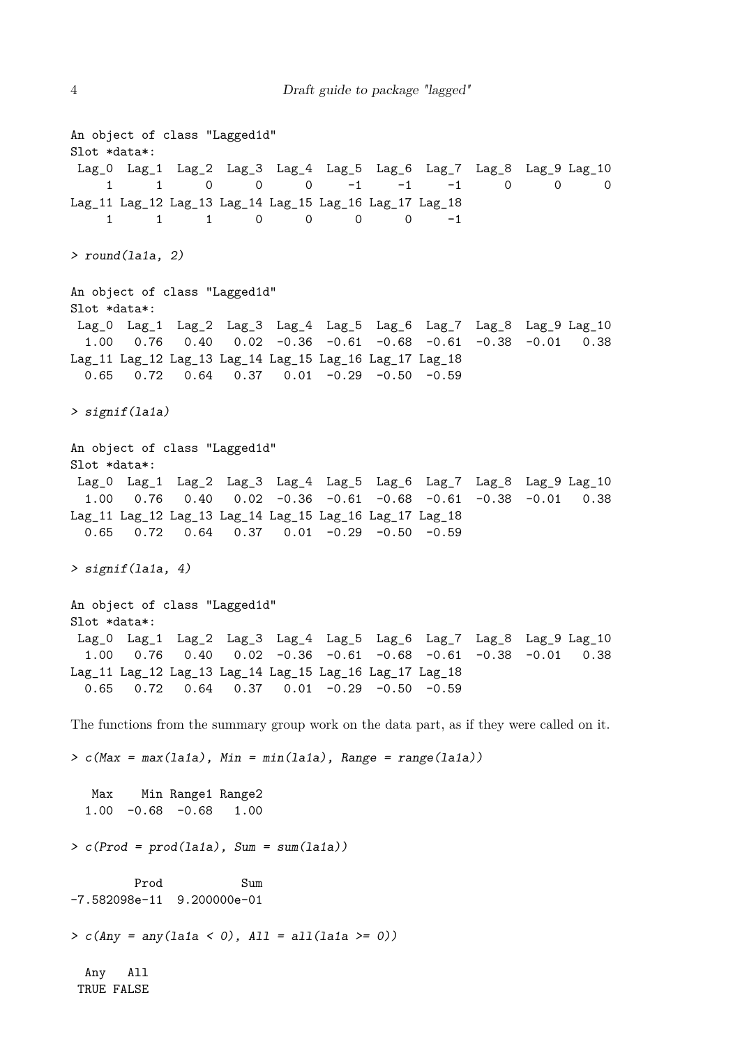```
An object of class "Lagged1d"
Slot *data*:
 Lag_0  Lag_1  Lag_2  Lag_3  Lag_4  Lag_5  Lag_6  Lag_7  Lag_8  Lag_9 Lag_10
     1      1      0      0      0     -1     -1     -1      0      0      0
Lag_11 Lag_12 Lag_13 Lag_14 Lag_15 Lag_16 Lag_17 Lag_18
     1      1      1      0      0      0      0     -1
```

```
> round(la1a, 2)
```

```
An object of class "Lagged1d"
Slot *data*:
 Lag_0  Lag_1  Lag_2  Lag_3  Lag_4  Lag_5  Lag_6  Lag_7  Lag_8  Lag_9 Lag_10
  1.00   0.76   0.40   0.02  -0.36  -0.61  -0.68  -0.61  -0.38  -0.01   0.38
Lag_11 Lag_12 Lag_13 Lag_14 Lag_15 Lag_16 Lag_17 Lag_18
  0.65   0.72   0.64   0.37   0.01  -0.29  -0.50  -0.59
```

```
> signif(la1a)
```

```
An object of class "Lagged1d"
Slot *data*:
 Lag_0  Lag_1  Lag_2  Lag_3  Lag_4  Lag_5  Lag_6  Lag_7  Lag_8  Lag_9 Lag_10
  1.00   0.76   0.40   0.02  -0.36  -0.61  -0.68  -0.61  -0.38  -0.01   0.38
Lag_11 Lag_12 Lag_13 Lag_14 Lag_15 Lag_16 Lag_17 Lag_18
  0.65   0.72   0.64   0.37   0.01  -0.29  -0.50  -0.59
```

```
> signif(la1a, 4)
```

```
An object of class "Lagged1d"
Slot *data*:
 Lag_0  Lag_1  Lag_2  Lag_3  Lag_4  Lag_5  Lag_6  Lag_7  Lag_8  Lag_9 Lag_10
  1.00   0.76   0.40   0.02  -0.36  -0.61  -0.68  -0.61  -0.38  -0.01   0.38
Lag_11 Lag_12 Lag_13 Lag_14 Lag_15 Lag_16 Lag_17 Lag_18
  0.65   0.72   0.64   0.37   0.01  -0.29  -0.50  -0.59
```

The functions from the summary group work on the data part, as if they were called on it.

```
> c(Max = max(la1a), Min = min(la1a), Range = range(la1a))
```

```
   Max    Min Range1 Range2
  1.00  -0.68  -0.68   1.00
```

```
> c(Prod = prod(la1a), Sum = sum(la1a))
```

```
         Prod           Sum
-7.582098e-11  9.200000e-01
```

```
> c(Any = any(la1a < 0), All = all(la1a >= 0))
```

```
  Any   All
 TRUE FALSE
```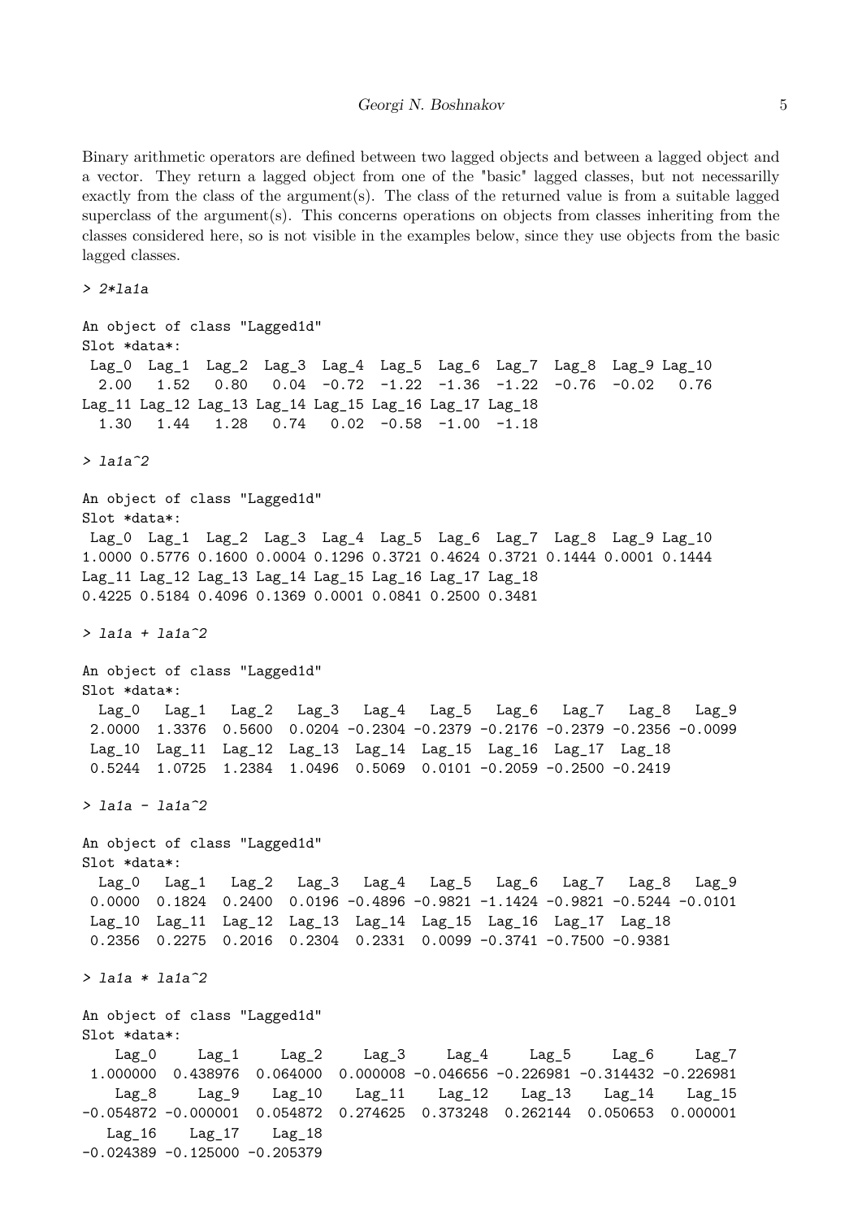Binary arithmetic operators are defined between two lagged objects and between a lagged object and a vector. They return a lagged object from one of the "basic" lagged classes, but not necessarilly exactly from the class of the argument(s). The class of the returned value is from a suitable lagged superclass of the argument(s). This concerns operations on objects from classes inheriting from the classes considered here, so is not visible in the examples below, since they use objects from the basic lagged classes.

```
> 2*la1a

An object of class "Lagged1d"
Slot *data*:
 Lag_0  Lag_1  Lag_2  Lag_3  Lag_4  Lag_5  Lag_6  Lag_7  Lag_8  Lag_9 Lag_10
  2.00   1.52   0.80   0.04  -0.72  -1.22  -1.36  -1.22  -0.76  -0.02   0.76
Lag_11 Lag_12 Lag_13 Lag_14 Lag_15 Lag_16 Lag_17 Lag_18
  1.30   1.44   1.28   0.74   0.02  -0.58  -1.00  -1.18

> la1a^2

An object of class "Lagged1d"
Slot *data*:
 Lag_0  Lag_1  Lag_2  Lag_3  Lag_4  Lag_5  Lag_6  Lag_7  Lag_8  Lag_9 Lag_10
1.0000 0.5776 0.1600 0.0004 0.1296 0.3721 0.4624 0.3721 0.1444 0.0001 0.1444
Lag_11 Lag_12 Lag_13 Lag_14 Lag_15 Lag_16 Lag_17 Lag_18
0.4225 0.5184 0.4096 0.1369 0.0001 0.0841 0.2500 0.3481

> la1a + la1a^2

An object of class "Lagged1d"
Slot *data*:
  Lag_0   Lag_1   Lag_2   Lag_3   Lag_4   Lag_5   Lag_6   Lag_7   Lag_8   Lag_9
 2.0000  1.3376  0.5600  0.0204 -0.2304 -0.2379 -0.2176 -0.2379 -0.2356 -0.0099
 Lag_10  Lag_11  Lag_12  Lag_13  Lag_14  Lag_15  Lag_16  Lag_17  Lag_18
 0.5244  1.0725  1.2384  1.0496  0.5069  0.0101 -0.2059 -0.2500 -0.2419

> la1a - la1a^2

An object of class "Lagged1d"
Slot *data*:
  Lag_0   Lag_1   Lag_2   Lag_3   Lag_4   Lag_5   Lag_6   Lag_7   Lag_8   Lag_9
 0.0000  0.1824  0.2400  0.0196 -0.4896 -0.9821 -1.1424 -0.9821 -0.5244 -0.0101
 Lag_10  Lag_11  Lag_12  Lag_13  Lag_14  Lag_15  Lag_16  Lag_17  Lag_18
 0.2356  0.2275  0.2016  0.2304  0.2331  0.0099 -0.3741 -0.7500 -0.9381

> la1a * la1a^2

An object of class "Lagged1d"
Slot *data*:
    Lag_0     Lag_1     Lag_2     Lag_3     Lag_4     Lag_5     Lag_6     Lag_7
 1.000000  0.438976  0.064000  0.000008 -0.046656 -0.226981 -0.314432 -0.226981
    Lag_8     Lag_9    Lag_10    Lag_11    Lag_12    Lag_13    Lag_14    Lag_15
-0.054872 -0.000001  0.054872  0.274625  0.373248  0.262144  0.050653  0.000001
   Lag_16    Lag_17    Lag_18
-0.024389 -0.125000 -0.205379
```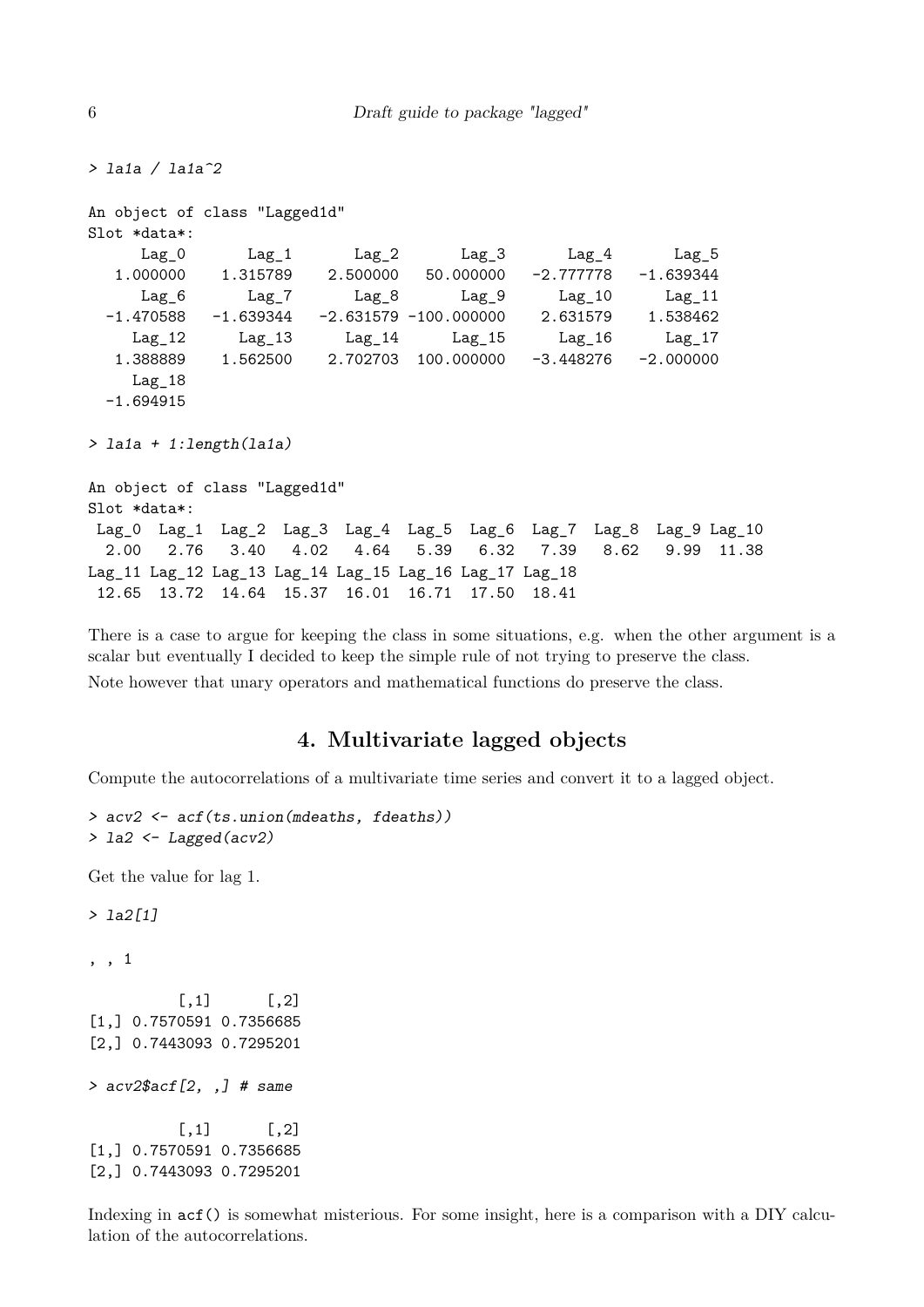```
> la1a / la1a^2

An object of class "Lagged1d"
Slot *data*:
     Lag_0       Lag_1       Lag_2       Lag_3       Lag_4       Lag_5
  1.000000    1.315789    2.500000   50.000000   -2.777778   -1.639344
     Lag_6       Lag_7       Lag_8       Lag_9      Lag_10      Lag_11
 -1.470588   -1.639344   -2.631579 -100.000000    2.631579    1.538462
    Lag_12      Lag_13      Lag_14      Lag_15      Lag_16      Lag_17
  1.388889    1.562500    2.702703  100.000000   -3.448276   -2.000000
    Lag_18
 -1.694915

> la1a + 1:length(la1a)

An object of class "Lagged1d"
Slot *data*:
 Lag_0  Lag_1  Lag_2  Lag_3  Lag_4  Lag_5  Lag_6  Lag_7  Lag_8  Lag_9 Lag_10
  2.00   2.76   3.40   4.02   4.64   5.39   6.32   7.39   8.62   9.99  11.38
Lag_11 Lag_12 Lag_13 Lag_14 Lag_15 Lag_16 Lag_17 Lag_18
 12.65  13.72  14.64  15.37  16.01  16.71  17.50  18.41
```

There is a case to argue for keeping the class in some situations, e.g. when the other argument is a scalar but eventually I decided to keep the simple rule of not trying to preserve the class.

Note however that unary operators and mathematical functions do preserve the class.

## 4. Multivariate lagged objects

Compute the autocorrelations of a multivariate time series and convert it to a lagged object.

```
> acv2 <- acf(ts.union(mdeaths, fdeaths))
> la2 <- Lagged(acv2)
```

Get the value for lag 1.

```
> la2[1]

, , 1

          [,1]      [,2]
[1,] 0.7570591 0.7356685
[2,] 0.7443093 0.7295201

> acv2$acf[2, ,] # same

          [,1]      [,2]
[1,] 0.7570591 0.7356685
[2,] 0.7443093 0.7295201
```

Indexing in `acf()` is somewhat misterious. For some insight, here is a comparison with a DIY calculation of the autocorrelations.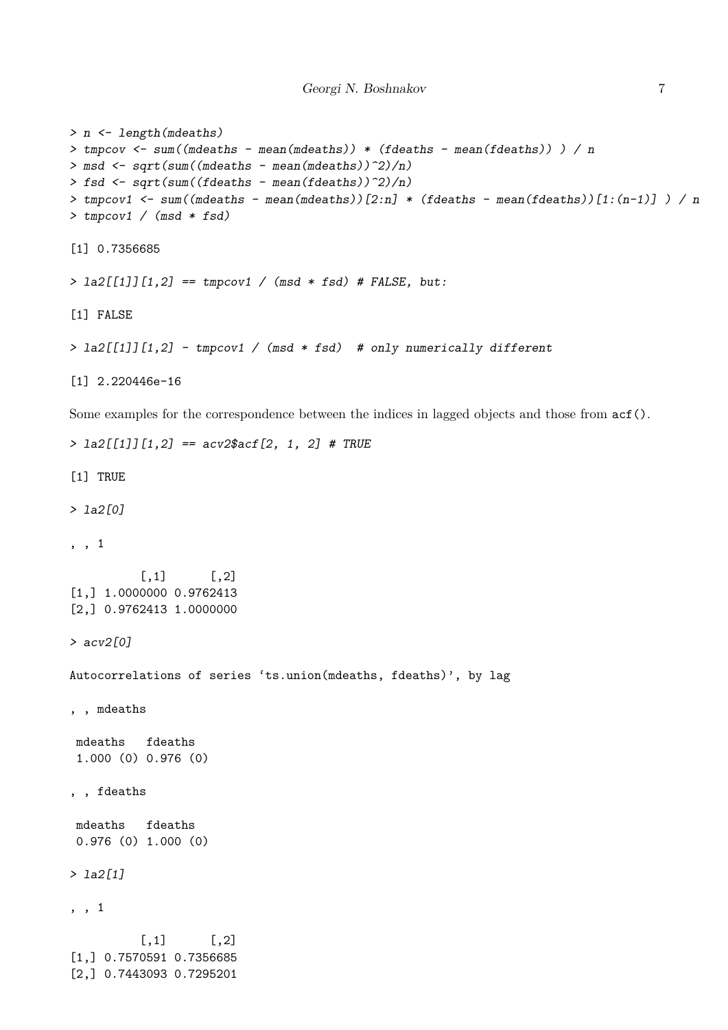```
> n <- length(mdeaths)
> tmpcov <- sum((mdeaths - mean(mdeaths)) * (fdeaths - mean(fdeaths)) ) / n
> msd <- sqrt(sum((mdeaths - mean(mdeaths))^2)/n)
> fsd <- sqrt(sum((fdeaths - mean(fdeaths))^2)/n)
> tmpcov1 <- sum((mdeaths - mean(mdeaths))[2:n] * (fdeaths - mean(fdeaths))[1:(n-1)] ) / n
> tmpcov1 / (msd * fsd)

[1] 0.7356685

> la2[[1]][1,2] == tmpcov1 / (msd * fsd) # FALSE, but:

[1] FALSE

> la2[[1]][1,2] - tmpcov1 / (msd * fsd)  # only numerically different

[1] 2.220446e-16
```

Some examples for the correspondence between the indices in lagged objects and those from `acf()`.

```
> la2[[1]][1,2] == acv2$acf[2, 1, 2] # TRUE

[1] TRUE

> la2[0]

, , 1

          [,1]      [,2]
[1,] 1.0000000 0.9762413
[2,] 0.9762413 1.0000000

> acv2[0]

Autocorrelations of series 'ts.union(mdeaths, fdeaths)', by lag

, , mdeaths

 mdeaths   fdeaths
 1.000 (0) 0.976 (0)

, , fdeaths

 mdeaths   fdeaths
 0.976 (0) 1.000 (0)

> la2[1]

, , 1

          [,1]      [,2]
[1,] 0.7570591 0.7356685
[2,] 0.7443093 0.7295201
```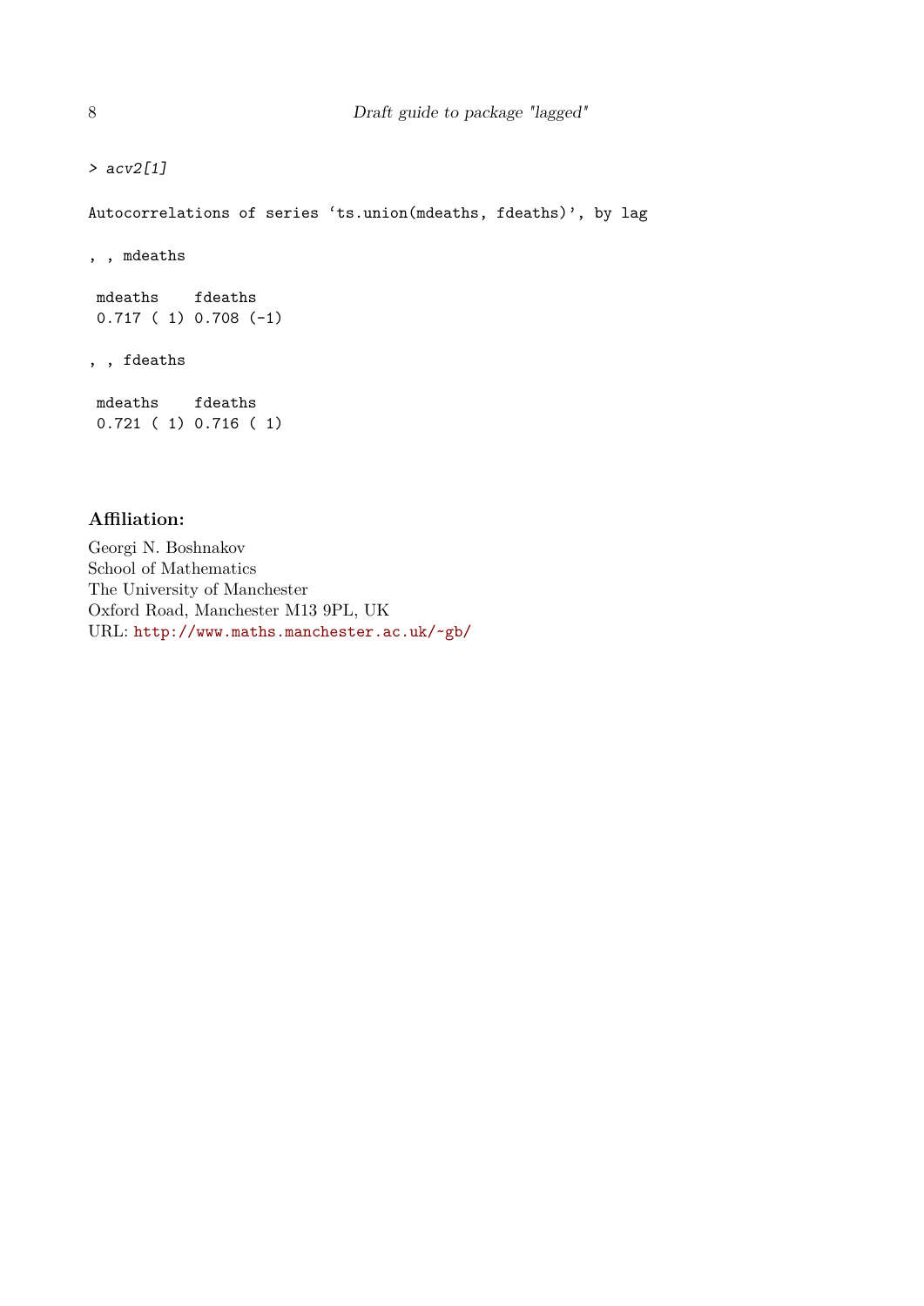```
> acv2[1]

Autocorrelations of series ‘ts.union(mdeaths, fdeaths)’, by lag

, , mdeaths

 mdeaths    fdeaths
 0.717 ( 1) 0.708 (-1)

, , fdeaths

 mdeaths    fdeaths
 0.721 ( 1) 0.716 ( 1)
```

**Affiliation:**

Georgi N. Boshnakov
School of Mathematics
The University of Manchester
Oxford Road, Manchester M13 9PL, UK
URL: http://www.maths.manchester.ac.uk/~gb/